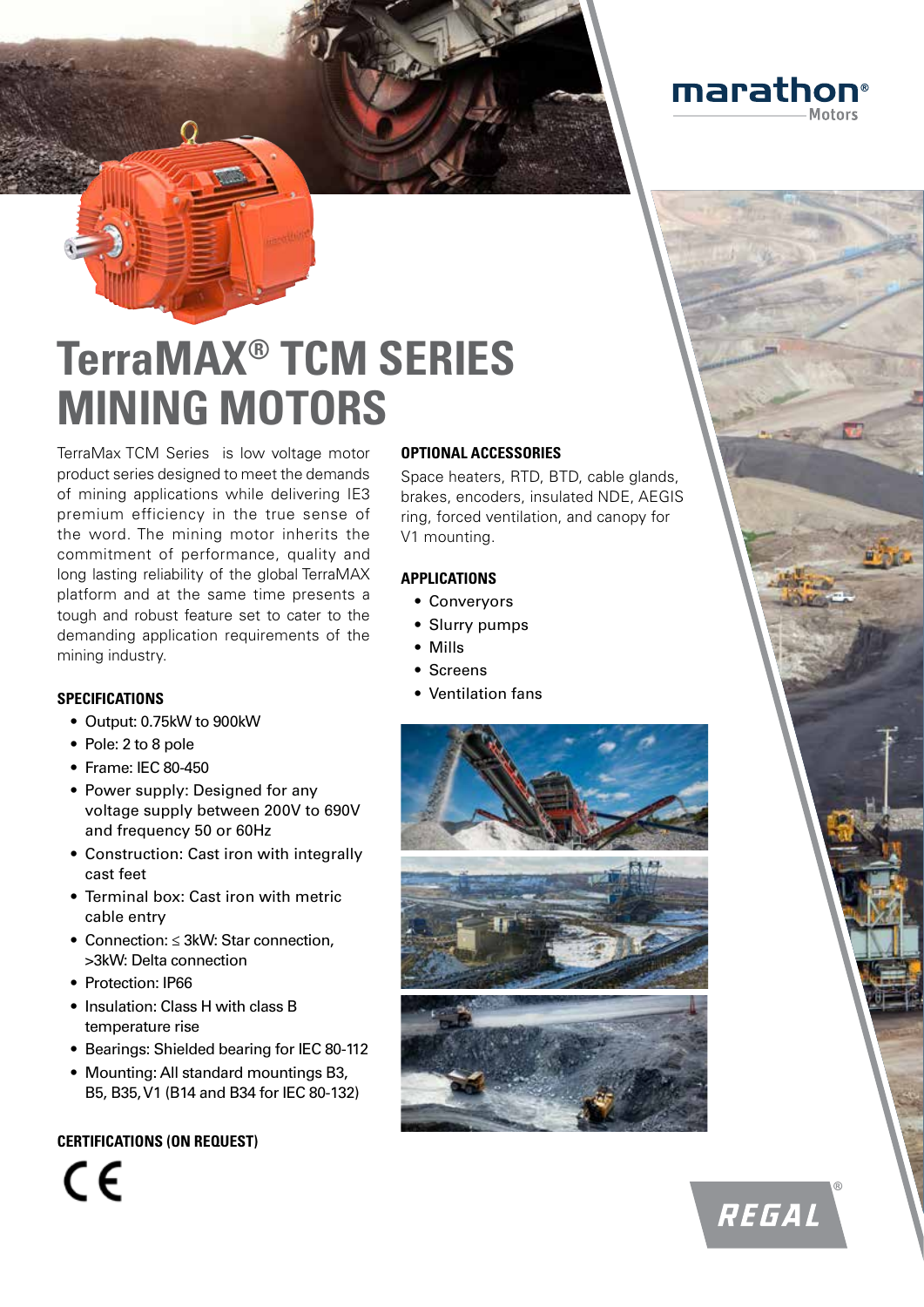# TerraMAX® TCM SERIES MINING MOTORS

TerraMax TCM Series is low voltage motor product series designed to meet the demands of mining applications while delivering IE3 premium efficiency in the true sense of the word. The mining motor inherits the commitment of performance, quality and long lasting reliability of the global TerraMAX platform and at the same time presents a tough and robust feature set to cater to the demanding application requirements of the mining industry.

### SPECIFICATIONS

- Output: 0.75kW to 900kW
- Pole: 2 to 8 pole
- Frame: IEC 80-450
- Power supply: Designed for any voltage supply between 200V to 690V and frequency 50 or 60Hz
- Construction: Cast iron with integrally cast feet
- Terminal box: Cast iron with metric cable entry
- Connection: ≤ 3kW: Star connection, >3kW: Delta connection
- Protection: IP66
- Insulation: Class H with class B temperature rise
- Bearings: Shielded bearing for IEC 80-112
- Mounting: All standard mountings B3, B5, B35, V1 (B14 and B34 for IEC 80-132)

### CERTIFICATIONS (ON REQUEST)

CE

### OPTIONAL ACCESSORIES

Space heaters, RTD, BTD, cable glands, brakes, encoders, insulated NDE, AEGIS ring, forced ventilation, and canopy for V1 mounting.

### APPLICATIONS

- Converyors
- Slurry pumps
- Mills
- Screens
- Ventilation fans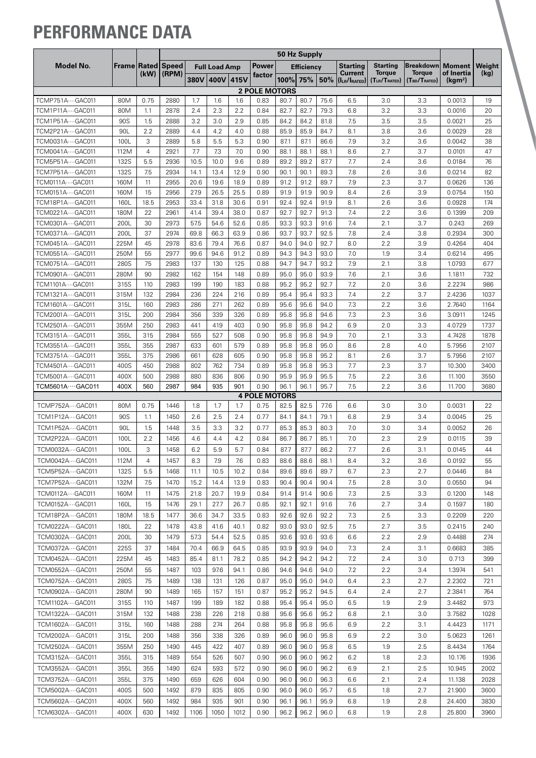# PERFORMANCE DATA

| Model No. | Frame | Rated (kW) | Speed (RPM) | 50 Hz Supply | | | | | | | | | | | | |
|---|---|---|---|---|---|---|---|---|---|---|---|---|---|---|---|---|
| | | | | Full Load Amp | | | Power factor | Efficiency | | | Starting Current ($I_{LR}/I_{RATED}$) | Starting Torque ($T_{LR}/T_{RATED}$) | Breakdown Torque ($T_{BD}/T_{RATED}$) | Moment of Inertia ($kgm^2$) | Weight (kg) |
| | | | | 380V | 400V | 415V | | 100% | 75% | 50% | | | | | |
| **2 POLE MOTORS** | | | | | | | | | | | | | | | |
| TCMP751A····GAC011 | 80M | 0.75 | 2880 | 1.7 | 1.6 | 1.6 | 0.83 | 80.7 | 80.7 | 75.6 | 6.5 | 3.0 | 3.3 | 0.0013 | 19 |
| TCM1P11A····GAC011 | 80M | 1.1 | 2878 | 2.4 | 2.3 | 2.2 | 0.84 | 82.7 | 82.7 | 79.3 | 6.8 | 3.2 | 3.3 | 0.0016 | 20 |
| TCM1P51A····GAC011 | 90S | 1.5 | 2888 | 3.2 | 3.0 | 2.9 | 0.85 | 84.2 | 84.2 | 81.8 | 7.5 | 3.5 | 3.5 | 0.0021 | 25 |
| TCM2P21A····GAC011 | 90L | 2.2 | 2889 | 4.4 | 4.2 | 4.0 | 0.88 | 85.9 | 85.9 | 84.7 | 8.1 | 3.8 | 3.6 | 0.0029 | 28 |
| TCM0031A····GAC011 | 100L | 3 | 2889 | 5.8 | 5.5 | 5.3 | 0.90 | 87.1 | 87.1 | 86.6 | 7.9 | 3.2 | 3.6 | 0.0042 | 38 |
| TCM0041A····GAC011 | 112M | 4 | 2921 | 7.7 | 7.3 | 7.0 | 0.90 | 88.1 | 88.1 | 88.1 | 8.6 | 2.7 | 3.7 | 0.0101 | 47 |
| TCM5P51A····GAC011 | 132S | 5.5 | 2936 | 10.5 | 10.0 | 9.6 | 0.89 | 89.2 | 89.2 | 87.7 | 7.7 | 2.4 | 3.6 | 0.0184 | 76 |
| TCM7P51A····GAC011 | 132S | 7.5 | 2934 | 14.1 | 13.4 | 12.9 | 0.90 | 90.1 | 90.1 | 89.3 | 7.8 | 2.6 | 3.6 | 0.0214 | 82 |
| TCM0111A····GAC011 | 160M | 11 | 2955 | 20.6 | 19.6 | 18.9 | 0.89 | 91.2 | 91.2 | 89.7 | 7.9 | 2.3 | 3.7 | 0.0626 | 136 |
| TCM0151A····GAC011 | 160M | 15 | 2956 | 27.9 | 26.5 | 25.5 | 0.89 | 91.9 | 91.9 | 90.9 | 8.4 | 2.6 | 3.9 | 0.0754 | 150 |
| TCM18P1A····GAC011 | 160L | 18.5 | 2953 | 33.4 | 31.8 | 30.6 | 0.91 | 92.4 | 92.4 | 91.9 | 8.1 | 2.6 | 3.6 | 0.0928 | 174 |
| TCM0221A····GAC011 | 180M | 22 | 2961 | 41.4 | 39.4 | 38.0 | 0.87 | 92.7 | 92.7 | 91.3 | 7.4 | 2.2 | 3.6 | 0.1399 | 209 |
| TCM0301A····GAC011 | 200L | 30 | 2973 | 57.5 | 54.6 | 52.6 | 0.85 | 93.3 | 93.3 | 91.6 | 7.4 | 2.1 | 3.7 | 0.243 | 269 |
| TCM0371A····GAC011 | 200L | 37 | 2974 | 69.8 | 66.3 | 63.9 | 0.86 | 93.7 | 93.7 | 92.5 | 7.8 | 2.4 | 3.8 | 0.2934 | 300 |
| TCM0451A····GAC011 | 225M | 45 | 2978 | 83.6 | 79.4 | 76.6 | 0.87 | 94.0 | 94.0 | 92.7 | 8.0 | 2.2 | 3.9 | 0.4264 | 404 |
| TCM0551A····GAC011 | 250M | 55 | 2977 | 99.6 | 94.6 | 91.2 | 0.89 | 94.3 | 94.3 | 93.0 | 7.0 | 1.9 | 3.4 | 0.6214 | 495 |
| TCM0751A····GAC011 | 280S | 75 | 2983 | 137 | 130 | 125 | 0.88 | 94.7 | 94.7 | 93.2 | 7.9 | 2.1 | 3.8 | 1.0793 | 677 |
| TCM0901A····GAC011 | 280M | 90 | 2982 | 162 | 154 | 148 | 0.89 | 95.0 | 95.0 | 93.9 | 7.6 | 2.1 | 3.6 | 1.1811 | 732 |
| TCM1101A····GAC011 | 315S | 110 | 2983 | 199 | 190 | 183 | 0.88 | 95.2 | 95.2 | 92.7 | 7.2 | 2.0 | 3.6 | 2.2274 | 986 |
| TCM1321A····GAC011 | 315M | 132 | 2984 | 236 | 224 | 216 | 0.89 | 95.4 | 95.4 | 93.3 | 7.4 | 2.2 | 3.7 | 2.4236 | 1037 |
| TCM1601A····GAC011 | 315L | 160 | 2983 | 286 | 271 | 262 | 0.89 | 95.6 | 95.6 | 94.0 | 7.3 | 2.2 | 3.6 | 2.7640 | 1164 |
| TCM2001A····GAC011 | 315L | 200 | 2984 | 356 | 339 | 326 | 0.89 | 95.8 | 95.8 | 94.6 | 7.3 | 2.3 | 3.6 | 3.0911 | 1245 |
| TCM2501A····GAC011 | 355M | 250 | 2983 | 441 | 419 | 403 | 0.90 | 95.8 | 95.8 | 94.2 | 6.9 | 2.0 | 3.3 | 4.0729 | 1737 |
| TCM3151A····GAC011 | 355L | 315 | 2984 | 555 | 527 | 508 | 0.90 | 95.8 | 95.8 | 94.9 | 7.0 | 2.1 | 3.3 | 4.7428 | 1878 |
| TCM3551A····GAC011 | 355L | 355 | 2987 | 633 | 601 | 579 | 0.89 | 95.8 | 95.8 | 95.0 | 8.6 | 2.8 | 4.0 | 5.7956 | 2107 |
| TCM3751A····GAC011 | 355L | 375 | 2986 | 661 | 628 | 605 | 0.90 | 95.8 | 95.8 | 95.2 | 8.1 | 2.6 | 3.7 | 5.7956 | 2107 |
| TCM4501A····GAC011 | 400S | 450 | 2988 | 802 | 762 | 734 | 0.89 | 95.8 | 95.8 | 95.3 | 7.7 | 2.3 | 3.7 | 10.300 | 3400 |
| TCM5001A····GAC011 | 400X | 500 | 2988 | 880 | 836 | 806 | 0.90 | 95.9 | 95.9 | 95.5 | 7.5 | 2.2 | 3.6 | 11.100 | 3550 |
| TCM5601A····GAC011 | 400X | 560 | 2987 | 984 | 935 | 901 | 0.90 | 96.1 | 96.1 | 95.7 | 7.5 | 2.2 | 3.6 | 11.700 | 3680 |
| **4 POLE MOTORS** | | | | | | | | | | | | | | | |
| TCMP752A····GAC011 | 80M | 0.75 | 1446 | 1.8 | 1.7 | 1.7 | 0.75 | 82.5 | 82.5 | 77.6 | 6.6 | 3.0 | 3.0 | 0.0031 | 22 |
| TCM1P12A····GAC011 | 90S | 1.1 | 1450 | 2.6 | 2.5 | 2.4 | 0.77 | 84.1 | 84.1 | 79.1 | 6.8 | 2.9 | 3.4 | 0.0045 | 25 |
| TCM1P52A····GAC011 | 90L | 1.5 | 1448 | 3.5 | 3.3 | 3.2 | 0.77 | 85.3 | 85.3 | 80.3 | 7.0 | 3.0 | 3.4 | 0.0052 | 26 |
| TCM2P22A····GAC011 | 100L | 2.2 | 1456 | 4.6 | 4.4 | 4.2 | 0.84 | 86.7 | 86.7 | 85.1 | 7.0 | 2.3 | 2.9 | 0.0115 | 39 |
| TCM0032A····GAC011 | 100L | 3 | 1458 | 6.2 | 5.9 | 5.7 | 0.84 | 87.7 | 87.7 | 86.2 | 7.7 | 2.6 | 3.1 | 0.0145 | 44 |
| TCM0042A····GAC011 | 112M | 4 | 1457 | 8.3 | 7.9 | 7.6 | 0.83 | 88.6 | 88.6 | 88.1 | 8.4 | 3.2 | 3.6 | 0.0192 | 55 |
| TCM5P52A····GAC011 | 132S | 5.5 | 1468 | 11.1 | 10.5 | 10.2 | 0.84 | 89.6 | 89.6 | 89.7 | 6.7 | 2.3 | 2.7 | 0.0446 | 84 |
| TCM7P52A····GAC011 | 132M | 7.5 | 1470 | 15.2 | 14.4 | 13.9 | 0.83 | 90.4 | 90.4 | 90.4 | 7.5 | 2.8 | 3.0 | 0.0550 | 94 |
| TCM0112A····GAC011 | 160M | 11 | 1475 | 21.8 | 20.7 | 19.9 | 0.84 | 91.4 | 91.4 | 90.6 | 7.3 | 2.5 | 3.3 | 0.1200 | 148 |
| TCM0152A····GAC011 | 160L | 15 | 1476 | 29.1 | 27.7 | 26.7 | 0.85 | 92.1 | 92.1 | 91.6 | 7.6 | 2.7 | 3.4 | 0.1597 | 180 |
| TCM18P2A····GAC011 | 180M | 18.5 | 1477 | 36.6 | 34.7 | 33.5 | 0.83 | 92.6 | 92.6 | 92.2 | 7.3 | 2.5 | 3.3 | 0.2209 | 220 |
| TCM0222A····GAC011 | 180L | 22 | 1478 | 43.8 | 41.6 | 40.1 | 0.82 | 93.0 | 93.0 | 92.5 | 7.5 | 2.7 | 3.5 | 0.2415 | 240 |
| TCM0302A····GAC011 | 200L | 30 | 1479 | 57.3 | 54.4 | 52.5 | 0.85 | 93.6 | 93.6 | 93.6 | 6.6 | 2.2 | 2.9 | 0.4488 | 274 |
| TCM0372A····GAC011 | 225S | 37 | 1484 | 70.4 | 66.9 | 64.5 | 0.85 | 93.9 | 93.9 | 94.0 | 7.3 | 2.4 | 3.1 | 0.6683 | 385 |
| TCM0452A····GAC011 | 225M | 45 | 1483 | 85.4 | 81.1 | 78.2 | 0.85 | 94.2 | 94.2 | 94.2 | 7.2 | 2.4 | 3.0 | 0.713 | 399 |
| TCM0552A····GAC011 | 250M | 55 | 1487 | 103 | 97.6 | 94.1 | 0.86 | 94.6 | 94.6 | 94.0 | 7.2 | 2.2 | 3.4 | 1.3974 | 541 |
| TCM0752A····GAC011 | 280S | 75 | 1489 | 138 | 131 | 126 | 0.87 | 95.0 | 95.0 | 94.0 | 6.4 | 2.3 | 2.7 | 2.2302 | 721 |
| TCM0902A····GAC011 | 280M | 90 | 1489 | 165 | 157 | 151 | 0.87 | 95.2 | 95.2 | 94.5 | 6.4 | 2.4 | 2.7 | 2.3841 | 764 |
| TCM1102A····GAC011 | 315S | 110 | 1487 | 199 | 189 | 182 | 0.88 | 95.4 | 95.4 | 95.0 | 6.5 | 1.9 | 2.9 | 3.4482 | 973 |
| TCM1322A····GAC011 | 315M | 132 | 1488 | 238 | 226 | 218 | 0.88 | 95.6 | 95.6 | 95.2 | 6.8 | 2.1 | 3.0 | 3.7582 | 1028 |
| TCM1602A····GAC011 | 315L | 160 | 1488 | 288 | 274 | 264 | 0.88 | 95.8 | 95.8 | 95.6 | 6.9 | 2.2 | 3.1 | 4.4423 | 1171 |
| TCM2002A····GAC011 | 315L | 200 | 1488 | 356 | 338 | 326 | 0.89 | 96.0 | 96.0 | 95.8 | 6.9 | 2.2 | 3.0 | 5.0623 | 1261 |
| TCM2502A····GAC011 | 355M | 250 | 1490 | 445 | 422 | 407 | 0.89 | 96.0 | 96.0 | 95.8 | 6.5 | 1.9 | 2.5 | 8.4434 | 1764 |
| TCM3152A····GAC011 | 355L | 315 | 1489 | 554 | 526 | 507 | 0.90 | 96.0 | 96.0 | 96.2 | 6.2 | 1.8 | 2.3 | 10.176 | 1936 |
| TCM3552A····GAC011 | 355L | 355 | 1490 | 624 | 593 | 572 | 0.90 | 96.0 | 96.0 | 96.2 | 6.9 | 2.1 | 2.5 | 10.945 | 2002 |
| TCM3752A····GAC011 | 355L | 375 | 1490 | 659 | 626 | 604 | 0.90 | 96.0 | 96.0 | 96.3 | 6.6 | 2.1 | 2.4 | 11.138 | 2028 |
| TCM5002A····GAC011 | 400S | 500 | 1492 | 879 | 835 | 805 | 0.90 | 96.0 | 96.0 | 95.7 | 6.5 | 1.8 | 2.7 | 21.900 | 3600 |
| TCM5602A····GAC011 | 400X | 560 | 1492 | 984 | 935 | 901 | 0.90 | 96.1 | 96.1 | 95.9 | 6.8 | 1.9 | 2.8 | 24.400 | 3830 |
| TCM6302A····GAC011 | 400X | 630 | 1492 | 1106 | 1050 | 1012 | 0.90 | 96.2 | 96.2 | 96.0 | 6.8 | 1.9 | 2.8 | 25.800 | 3960 |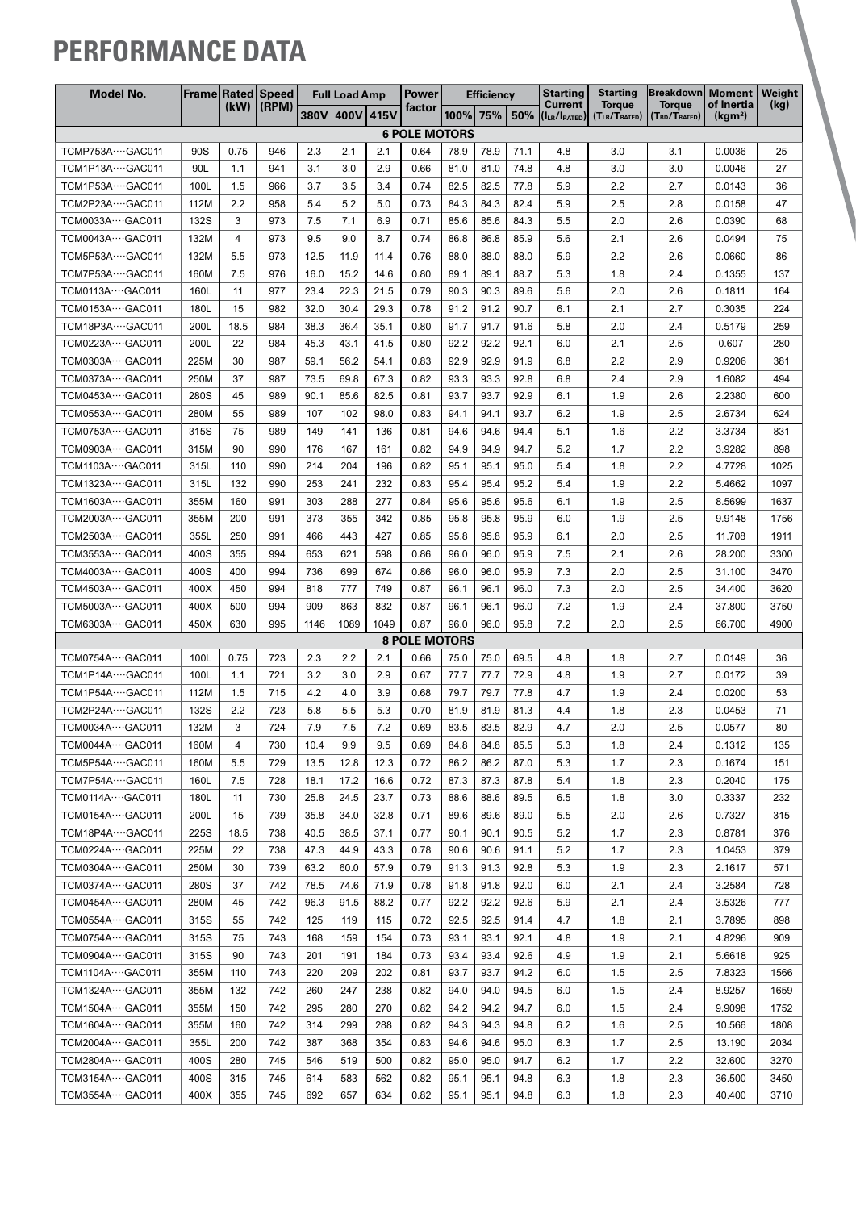# PERFORMANCE DATA

| Model No. | Frame | Rated (kW) | Speed (RPM) | Full Load Amp | | | Power factor | Efficiency | | | Starting Current ($I_{LR}/I_{RATED}$) | Starting Torque ($T_{LR}/T_{RATED}$) | Breakdown Torque ($T_{BD}/T_{RATED}$) | Moment of Inertia ($kgm^2$) | Weight (kg) |
|---|---|---|---|---|---|---|---|---|---|---|---|---|---|---|---|
| | | | | 380V | 400V | 415V | | 100% | 75% | 50% | | | | | |
| **6 POLE MOTORS** | | | | | | | | | | | | | | | |
| TCMP753A····GAC011 | 90S | 0.75 | 946 | 2.3 | 2.1 | 2.1 | 0.64 | 78.9 | 78.9 | 71.1 | 4.8 | 3.0 | 3.1 | 0.0036 | 25 |
| TCM1P13A····GAC011 | 90L | 1.1 | 941 | 3.1 | 3.0 | 2.9 | 0.66 | 81.0 | 81.0 | 74.8 | 4.8 | 3.0 | 3.0 | 0.0046 | 27 |
| TCM1P53A····GAC011 | 100L | 1.5 | 966 | 3.7 | 3.5 | 3.4 | 0.74 | 82.5 | 82.5 | 77.8 | 5.9 | 2.2 | 2.7 | 0.0143 | 36 |
| TCM2P23A····GAC011 | 112M | 2.2 | 958 | 5.4 | 5.2 | 5.0 | 0.73 | 84.3 | 84.3 | 82.4 | 5.9 | 2.5 | 2.8 | 0.0158 | 47 |
| TCM0033A····GAC011 | 132S | 3 | 973 | 7.5 | 7.1 | 6.9 | 0.71 | 85.6 | 85.6 | 84.3 | 5.5 | 2.0 | 2.6 | 0.0390 | 68 |
| TCM0043A····GAC011 | 132M | 4 | 973 | 9.5 | 9.0 | 8.7 | 0.74 | 86.8 | 86.8 | 85.9 | 5.6 | 2.1 | 2.6 | 0.0494 | 75 |
| TCM5P53A····GAC011 | 132M | 5.5 | 973 | 12.5 | 11.9 | 11.4 | 0.76 | 88.0 | 88.0 | 88.0 | 5.9 | 2.2 | 2.6 | 0.0660 | 86 |
| TCM7P53A····GAC011 | 160M | 7.5 | 976 | 16.0 | 15.2 | 14.6 | 0.80 | 89.1 | 89.1 | 88.7 | 5.3 | 1.8 | 2.4 | 0.1355 | 137 |
| TCM0113A····GAC011 | 160L | 11 | 977 | 23.4 | 22.3 | 21.5 | 0.79 | 90.3 | 90.3 | 89.6 | 5.6 | 2.0 | 2.6 | 0.1811 | 164 |
| TCM0153A····GAC011 | 180L | 15 | 982 | 32.0 | 30.4 | 29.3 | 0.78 | 91.2 | 91.2 | 90.7 | 6.1 | 2.1 | 2.7 | 0.3035 | 224 |
| TCM18P3A····GAC011 | 200L | 18.5 | 984 | 38.3 | 36.4 | 35.1 | 0.80 | 91.7 | 91.7 | 91.6 | 5.8 | 2.0 | 2.4 | 0.5179 | 259 |
| TCM0223A····GAC011 | 200L | 22 | 984 | 45.3 | 43.1 | 41.5 | 0.80 | 92.2 | 92.2 | 92.1 | 6.0 | 2.1 | 2.5 | 0.607 | 280 |
| TCM0303A····GAC011 | 225M | 30 | 987 | 59.1 | 56.2 | 54.1 | 0.83 | 92.9 | 92.9 | 91.9 | 6.8 | 2.2 | 2.9 | 0.9206 | 381 |
| TCM0373A····GAC011 | 250M | 37 | 987 | 73.5 | 69.8 | 67.3 | 0.82 | 93.3 | 93.3 | 92.8 | 6.8 | 2.4 | 2.9 | 1.6082 | 494 |
| TCM0453A····GAC011 | 280S | 45 | 989 | 90.1 | 85.6 | 82.5 | 0.81 | 93.7 | 93.7 | 92.9 | 6.1 | 1.9 | 2.6 | 2.2380 | 600 |
| TCM0553A····GAC011 | 280M | 55 | 989 | 107 | 102 | 98.0 | 0.83 | 94.1 | 94.1 | 93.7 | 6.2 | 1.9 | 2.5 | 2.6734 | 624 |
| TCM0753A····GAC011 | 315S | 75 | 989 | 149 | 141 | 136 | 0.81 | 94.6 | 94.6 | 94.4 | 5.1 | 1.6 | 2.2 | 3.3734 | 831 |
| TCM0903A····GAC011 | 315M | 90 | 990 | 176 | 167 | 161 | 0.82 | 94.9 | 94.9 | 94.7 | 5.2 | 1.7 | 2.2 | 3.9282 | 898 |
| TCM1103A····GAC011 | 315L | 110 | 990 | 214 | 204 | 196 | 0.82 | 95.1 | 95.1 | 95.0 | 5.4 | 1.8 | 2.2 | 4.7728 | 1025 |
| TCM1323A····GAC011 | 315L | 132 | 990 | 253 | 241 | 232 | 0.83 | 95.4 | 95.4 | 95.2 | 5.4 | 1.9 | 2.2 | 5.4662 | 1097 |
| TCM1603A····GAC011 | 355M | 160 | 991 | 303 | 288 | 277 | 0.84 | 95.6 | 95.6 | 95.6 | 6.1 | 1.9 | 2.5 | 8.5699 | 1637 |
| TCM2003A····GAC011 | 355M | 200 | 991 | 373 | 355 | 342 | 0.85 | 95.8 | 95.8 | 95.9 | 6.0 | 1.9 | 2.5 | 9.9148 | 1756 |
| TCM2503A····GAC011 | 355L | 250 | 991 | 466 | 443 | 427 | 0.85 | 95.8 | 95.8 | 95.9 | 6.1 | 2.0 | 2.5 | 11.708 | 1911 |
| TCM3553A····GAC011 | 400S | 355 | 994 | 653 | 621 | 598 | 0.86 | 96.0 | 96.0 | 95.9 | 7.5 | 2.1 | 2.6 | 28.200 | 3300 |
| TCM4003A····GAC011 | 400S | 400 | 994 | 736 | 699 | 674 | 0.86 | 96.0 | 96.0 | 95.9 | 7.3 | 2.0 | 2.5 | 31.100 | 3470 |
| TCM4503A····GAC011 | 400X | 450 | 994 | 818 | 777 | 749 | 0.87 | 96.1 | 96.1 | 96.0 | 7.3 | 2.0 | 2.5 | 34.400 | 3620 |
| TCM5003A····GAC011 | 400X | 500 | 994 | 909 | 863 | 832 | 0.87 | 96.1 | 96.1 | 96.0 | 7.2 | 1.9 | 2.4 | 37.800 | 3750 |
| TCM6303A····GAC011 | 450X | 630 | 995 | 1146 | 1089 | 1049 | 0.87 | 96.0 | 96.0 | 95.8 | 7.2 | 2.0 | 2.5 | 66.700 | 4900 |
| **8 POLE MOTORS** | | | | | | | | | | | | | | | |
| TCM0754A····GAC011 | 100L | 0.75 | 723 | 2.3 | 2.2 | 2.1 | 0.66 | 75.0 | 75.0 | 69.5 | 4.8 | 1.8 | 2.7 | 0.0149 | 36 |
| TCM1P14A····GAC011 | 100L | 1.1 | 721 | 3.2 | 3.0 | 2.9 | 0.67 | 77.7 | 77.7 | 72.9 | 4.8 | 1.9 | 2.7 | 0.0172 | 39 |
| TCM1P54A····GAC011 | 112M | 1.5 | 715 | 4.2 | 4.0 | 3.9 | 0.68 | 79.7 | 79.7 | 77.8 | 4.7 | 1.9 | 2.4 | 0.0200 | 53 |
| TCM2P24A····GAC011 | 132S | 2.2 | 723 | 5.8 | 5.5 | 5.3 | 0.70 | 81.9 | 81.9 | 81.3 | 4.4 | 1.8 | 2.3 | 0.0453 | 71 |
| TCM0034A····GAC011 | 132M | 3 | 724 | 7.9 | 7.5 | 7.2 | 0.69 | 83.5 | 83.5 | 82.9 | 4.7 | 2.0 | 2.5 | 0.0577 | 80 |
| TCM0044A····GAC011 | 160M | 4 | 730 | 10.4 | 9.9 | 9.5 | 0.69 | 84.8 | 84.8 | 85.5 | 5.3 | 1.8 | 2.4 | 0.1312 | 135 |
| TCM5P54A····GAC011 | 160M | 5.5 | 729 | 13.5 | 12.8 | 12.3 | 0.72 | 86.2 | 86.2 | 87.0 | 5.3 | 1.7 | 2.3 | 0.1674 | 151 |
| TCM7P54A····GAC011 | 160L | 7.5 | 728 | 18.1 | 17.2 | 16.6 | 0.72 | 87.3 | 87.3 | 87.8 | 5.4 | 1.8 | 2.3 | 0.2040 | 175 |
| TCM0114A····GAC011 | 180L | 11 | 730 | 25.8 | 24.5 | 23.7 | 0.73 | 88.6 | 88.6 | 89.5 | 6.5 | 1.8 | 3.0 | 0.3337 | 232 |
| TCM0154A····GAC011 | 200L | 15 | 739 | 35.8 | 34.0 | 32.8 | 0.71 | 89.6 | 89.6 | 89.0 | 5.5 | 2.0 | 2.6 | 0.7327 | 315 |
| TCM18P4A····GAC011 | 225S | 18.5 | 738 | 40.5 | 38.5 | 37.1 | 0.77 | 90.1 | 90.1 | 90.5 | 5.2 | 1.7 | 2.3 | 0.8781 | 376 |
| TCM0224A····GAC011 | 225M | 22 | 738 | 47.3 | 44.9 | 43.3 | 0.78 | 90.6 | 90.6 | 91.1 | 5.2 | 1.7 | 2.3 | 1.0453 | 379 |
| TCM0304A····GAC011 | 250M | 30 | 739 | 63.2 | 60.0 | 57.9 | 0.79 | 91.3 | 91.3 | 92.8 | 5.3 | 1.9 | 2.3 | 2.1617 | 571 |
| TCM0374A····GAC011 | 280S | 37 | 742 | 78.5 | 74.6 | 71.9 | 0.78 | 91.8 | 91.8 | 92.0 | 6.0 | 2.1 | 2.4 | 3.2584 | 728 |
| TCM0454A····GAC011 | 280M | 45 | 742 | 96.3 | 91.5 | 88.2 | 0.77 | 92.2 | 92.2 | 92.6 | 5.9 | 2.1 | 2.4 | 3.5326 | 777 |
| TCM0554A····GAC011 | 315S | 55 | 742 | 125 | 119 | 115 | 0.72 | 92.5 | 92.5 | 91.4 | 4.7 | 1.8 | 2.1 | 3.7895 | 898 |
| TCM0754A····GAC011 | 315S | 75 | 743 | 168 | 159 | 154 | 0.73 | 93.1 | 93.1 | 92.1 | 4.8 | 1.9 | 2.1 | 4.8296 | 909 |
| TCM0904A····GAC011 | 315S | 90 | 743 | 201 | 191 | 184 | 0.73 | 93.4 | 93.4 | 92.6 | 4.9 | 1.9 | 2.1 | 5.6618 | 925 |
| TCM1104A····GAC011 | 355M | 110 | 743 | 220 | 209 | 202 | 0.81 | 93.7 | 93.7 | 94.2 | 6.0 | 1.5 | 2.5 | 7.8323 | 1566 |
| TCM1324A····GAC011 | 355M | 132 | 742 | 260 | 247 | 238 | 0.82 | 94.0 | 94.0 | 94.5 | 6.0 | 1.5 | 2.4 | 8.9257 | 1659 |
| TCM1504A····GAC011 | 355M | 150 | 742 | 295 | 280 | 270 | 0.82 | 94.2 | 94.2 | 94.7 | 6.0 | 1.5 | 2.4 | 9.9098 | 1752 |
| TCM1604A····GAC011 | 355M | 160 | 742 | 314 | 299 | 288 | 0.82 | 94.3 | 94.3 | 94.8 | 6.2 | 1.6 | 2.5 | 10.566 | 1808 |
| TCM2004A····GAC011 | 355L | 200 | 742 | 387 | 368 | 354 | 0.83 | 94.6 | 94.6 | 95.0 | 6.3 | 1.7 | 2.5 | 13.190 | 2034 |
| TCM2804A····GAC011 | 400S | 280 | 745 | 546 | 519 | 500 | 0.82 | 95.0 | 95.0 | 94.7 | 6.2 | 1.7 | 2.2 | 32.600 | 3270 |
| TCM3154A····GAC011 | 400S | 315 | 745 | 614 | 583 | 562 | 0.82 | 95.1 | 95.1 | 94.8 | 6.3 | 1.8 | 2.3 | 36.500 | 3450 |
| TCM3554A····GAC011 | 400X | 355 | 745 | 692 | 657 | 634 | 0.82 | 95.1 | 95.1 | 94.8 | 6.3 | 1.8 | 2.3 | 40.400 | 3710 |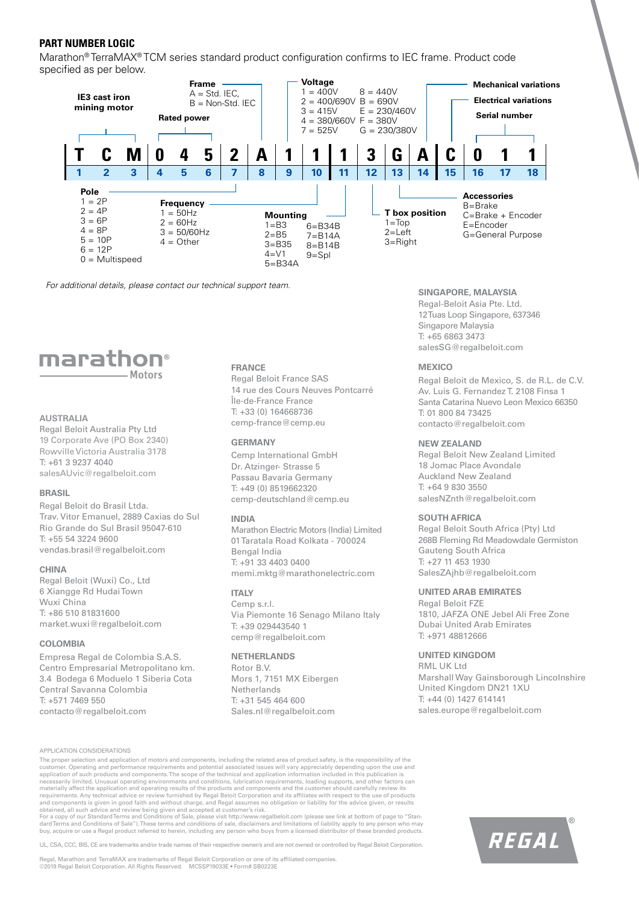## PART NUMBER LOGIC

Marathon® TerraMAX® TCM series standard product configuration confirms to IEC frame. Product code specified as per below.

| T | C | M | 0 | 4 | 5 | 2 | A | 1 | 1 | 1 | 3 | G | A | C | 0 | 1 | 1 |
|---|---|---|---|---|---|---|---|---|---|---|---|---|---|---|---|---|---|
| 1 | 2 | 3 | 4 | 5 | 6 | 7 | 8 | 9 | 10 | 11 | 12 | 13 | 14 | 15 | 16 | 17 | 18 |

**IE3 cast iron mining motor** (positions 1–3)

**Rated power** (positions 4–6)

**Pole** (position 7)
- 1 = 2P
- 2 = 4P
- 3 = 6P
- 4 = 8P
- 5 = 10P
- 6 = 12P
- 0 = Multispeed

**Frame** (position 8)
- A = Std. IEC,
- B = Non-Std. IEC

**Frequency** (position 9)
- 1 = 50Hz
- 2 = 60Hz
- 3 = 50/60Hz
- 4 = Other

**Voltage** (position 10)
- 1 = 400V
- 2 = 400/690V
- 3 = 415V
- 4 = 380/660V
- 7 = 525V
- 8 = 440V
- B = 690V
- E = 230/460V
- F = 380V
- G = 230/380V

**Mounting** (position 11)
- 1=B3
- 2=B5
- 3=B35
- 4=V1
- 5=B34A
- 6=B34B
- 7=B14A
- 8=B14B
- 9=Spl

**T box position** (position 12)
- 1=Top
- 2=Left
- 3=Right

**Accessories** (position 13)
- B=Brake
- C=Brake + Encoder
- E=Encoder
- G=General Purpose

**Mechanical variations** (position 14)

**Electrical variations** (position 15)

**Serial number** (positions 16–18)

*For additional details, please contact our technical support team.*

marathon® Motors

**AUSTRALIA**
Regal Beloit Australia Pty Ltd
19 Corporate Ave (PO Box 2340)
Rowville Victoria Australia 3178
T: +61 3 9237 4040
salesAUvic@regalbeloit.com

**BRASIL**
Regal Beloit do Brasil Ltda.
Trav. Vitor Emanuel, 2889 Caxias do Sul
Rio Grande do Sul Brasil 95047-610
T: +55 54 3224 9600
vendas.brasil@regalbeloit.com

**CHINA**
Regal Beloit (Wuxi) Co., Ltd
6 Xiangge Rd Hudai Town
Wuxi China
T: +86 510 81831600
market.wuxi@regalbeloit.com

**COLOMBIA**
Empresa Regal de Colombia S.A.S.
Centro Empresarial Metropolitano km.
3.4 Bodega 6 Moduelo 1 Siberia Cota
Central Savanna Colombia
T: +571 7469 550
contacto@regalbeloit.com

**FRANCE**
Regal Beloit France SAS
14 rue des Cours Neuves Pontcarré
Île-de-France France
T: +33 (0) 164668736
cemp-france@cemp.eu

**GERMANY**
Cemp International GmbH
Dr. Atzinger- Strasse 5
Passau Bavaria Germany
T: +49 (0) 8519662320
cemp-deutschland@cemp.eu

**INDIA**
Marathon Electric Motors (India) Limited
01 Taratala Road Kolkata - 700024
Bengal India
T: +91 33 4403 0400
memi.mktg@marathonelectric.com

**ITALY**
Cemp s.r.l.
Via Piemonte 16 Senago Milano Italy
T: +39 029443540 1
cemp@regalbeloit.com

**NETHERLANDS**
Rotor B.V.
Mors 1, 7151 MX Eibergen
Netherlands
T: +31 545 464 600
Sales.nl@regalbeloit.com

**SINGAPORE, MALAYSIA**
Regal-Beloit Asia Pte. Ltd.
12 Tuas Loop Singapore, 637346
Singapore Malaysia
T: +65 6863 3473
salesSG@regalbeloit.com

**MEXICO**
Regal Beloit de Mexico, S. de R.L. de C.V.
Av. Luis G. Fernandez T. 2108 Finsa 1
Santa Catarina Nuevo Leon Mexico 66350
T: 01 800 84 73425
contacto@regalbeloit.com

**NEW ZEALAND**
Regal Beloit New Zealand Limited
18 Jomac Place Avondale
Auckland New Zealand
T: +64 9 830 3550
salesNZnth@regalbeloit.com

**SOUTH AFRICA**
Regal Beloit South Africa (Pty) Ltd
268B Fleming Rd Meadowdale Germiston
Gauteng South Africa
T: +27 11 453 1930
SalesZAjhb@regalbeloit.com

**UNITED ARAB EMIRATES**
Regal Beloit FZE
1810, JAFZA ONE Jebel Ali Free Zone
Dubai United Arab Emirates
T: +971 48812666

**UNITED KINGDOM**
RML UK Ltd
Marshall Way Gainsborough Lincolnshire
United Kingdom DN21 1XU
T: +44 (0) 1427 614141
sales.europe@regalbeloit.com

APPLICATION CONSIDERATIONS

The proper selection and application of motors and components, including the related area of product safety, is the responsibility of the customer. Operating and performance requirements and potential associated issues will vary appreciably depending upon the use and application of such products and components. The scope of the technical and application information included in this publication is necessarily limited. Unusual operating environments and conditions, lubrication requirements, loading supports, and other factors can materially affect the application and operating results of the products and components and the customer should carefully review its requirements. Any technical advice or review furnished by Regal Beloit Corporation and its affiliates with respect to the use of products and components is given in good faith and without charge, and Regal assumes no obligation or liability for the advice given, or results obtained, all such advice and review being given and accepted at customer's risk.
For a copy of our Standard Terms and Conditions of Sale, please visit http://www.regalbeloit.com (please see link at bottom of page to "Standard Terms and Conditions of Sale"). These terms and conditions of sale, disclaimers and limitations of liability apply to any person who may buy, acquire or use a Regal product referred to herein, including any person who buys from a licensed distributor of these branded products.

UL, CSA, CCC, BIS, CE are trademarks and/or trade names of their respective owner/s and are not owned or controlled by Regal Beloit Corporation.

Regal, Marathon and TerraMAX are trademarks of Regal Beloit Corporation or one of its affiliated companies.
©2019 Regal Beloit Corporation. All Rights Reserved. MCSSP19033E • Form# SB0223E

REGAL®